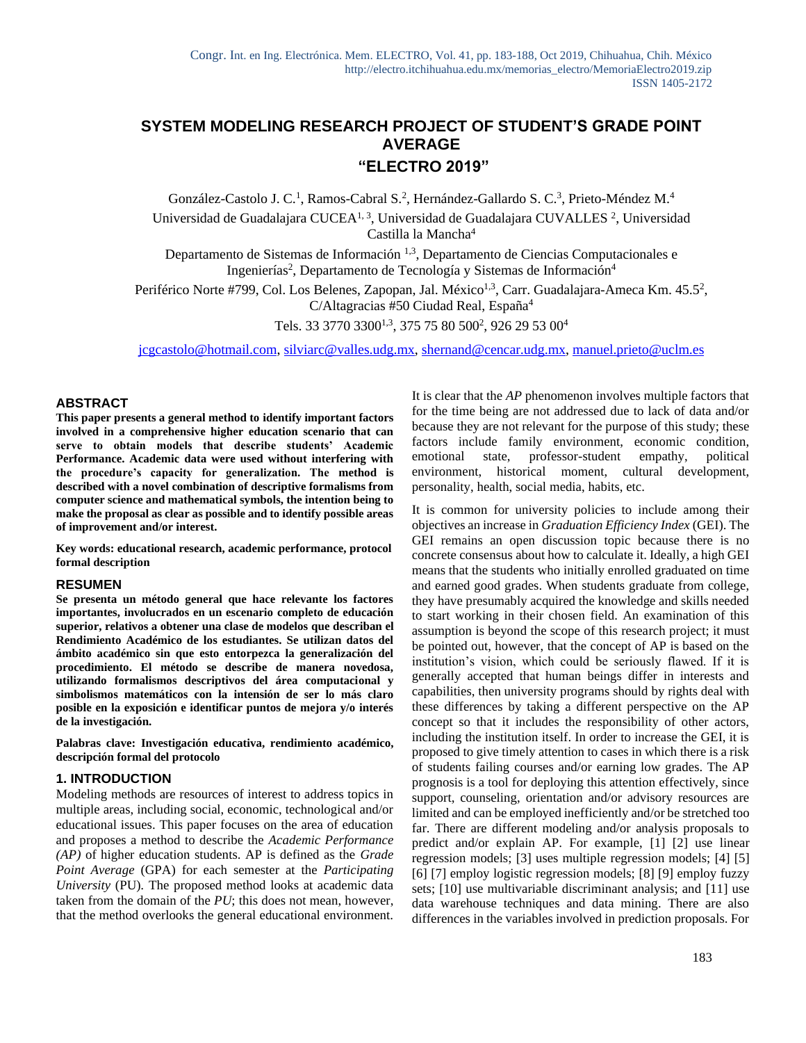# SYSTEM MODELING RESEARCH PROJECT OF STUDENT'S GRADE POINT AVERAGE

## "ELECTRO 2019"

González-Castolo J. C.[1], Ramos-Cabral S.[2], Hernández-Gallardo S. C.[3], Prieto-Méndez M.[4]

Universidad de Guadalajara CUCEA[1, 3], Universidad de Guadalajara CUVALLES [2], Universidad Castilla la Mancha[4]

Departamento de Sistemas de Información [1,3], Departamento de Ciencias Computacionales e Ingenierías[2], Departamento de Tecnología y Sistemas de Información[4]

Periférico Norte #799, Col. Los Belenes, Zapopan, Jal. México[1,3], Carr. Guadalajara-Ameca Km. 45.5[2], C/Altagracias #50 Ciudad Real, España[4]

Tels. 33 3770 3300[1,3], 375 75 80 500[2], 926 29 53 00[4]

jcgcastolo@hotmail.com, silviarc@valles.udg.mx, shernand@cencar.udg.mx, manuel.prieto@uclm.es

### ABSTRACT

**This paper presents a general method to identify important factors involved in a comprehensive higher education scenario that can serve to obtain models that describe students' Academic Performance. Academic data were used without interfering with the procedure's capacity for generalization. The method is described with a novel combination of descriptive formalisms from computer science and mathematical symbols, the intention being to make the proposal as clear as possible and to identify possible areas of improvement and/or interest.**

**Key words: educational research, academic performance, protocol formal description**

### RESUMEN

**Se presenta un método general que hace relevante los factores importantes, involucrados en un escenario completo de educación superior, relativos a obtener una clase de modelos que describan el Rendimiento Académico de los estudiantes. Se utilizan datos del ámbito académico sin que esto entorpezca la generalización del procedimiento. El método se describe de manera novedosa, utilizando formalismos descriptivos del área computacional y simbolismos matemáticos con la intensión de ser lo más claro posible en la exposición e identificar puntos de mejora y/o interés de la investigación.**

**Palabras clave: Investigación educativa, rendimiento académico, descripción formal del protocolo**

### 1. INTRODUCTION

Modeling methods are resources of interest to address topics in multiple areas, including social, economic, technological and/or educational issues. This paper focuses on the area of education and proposes a method to describe the *Academic Performance (AP)* of higher education students. AP is defined as the *Grade Point Average* (GPA) for each semester at the *Participating University* (PU). The proposed method looks at academic data taken from the domain of the *PU*; this does not mean, however, that the method overlooks the general educational environment. It is clear that the *AP* phenomenon involves multiple factors that for the time being are not addressed due to lack of data and/or because they are not relevant for the purpose of this study; these factors include family environment, economic condition, emotional state, professor-student empathy, political environment, historical moment, cultural development, personality, health, social media, habits, etc.

It is common for university policies to include among their objectives an increase in *Graduation Efficiency Index* (GEI). The GEI remains an open discussion topic because there is no concrete consensus about how to calculate it. Ideally, a high GEI means that the students who initially enrolled graduated on time and earned good grades. When students graduate from college, they have presumably acquired the knowledge and skills needed to start working in their chosen field. An examination of this assumption is beyond the scope of this research project; it must be pointed out, however, that the concept of AP is based on the institution's vision, which could be seriously flawed. If it is generally accepted that human beings differ in interests and capabilities, then university programs should by rights deal with these differences by taking a different perspective on the AP concept so that it includes the responsibility of other actors, including the institution itself. In order to increase the GEI, it is proposed to give timely attention to cases in which there is a risk of students failing courses and/or earning low grades. The AP prognosis is a tool for deploying this attention effectively, since support, counseling, orientation and/or advisory resources are limited and can be employed inefficiently and/or be stretched too far. There are different modeling and/or analysis proposals to predict and/or explain AP. For example, [1] [2] use linear regression models; [3] uses multiple regression models; [4] [5] [6] [7] employ logistic regression models; [8] [9] employ fuzzy sets; [10] use multivariable discriminant analysis; and [11] use data warehouse techniques and data mining. There are also differences in the variables involved in prediction proposals. For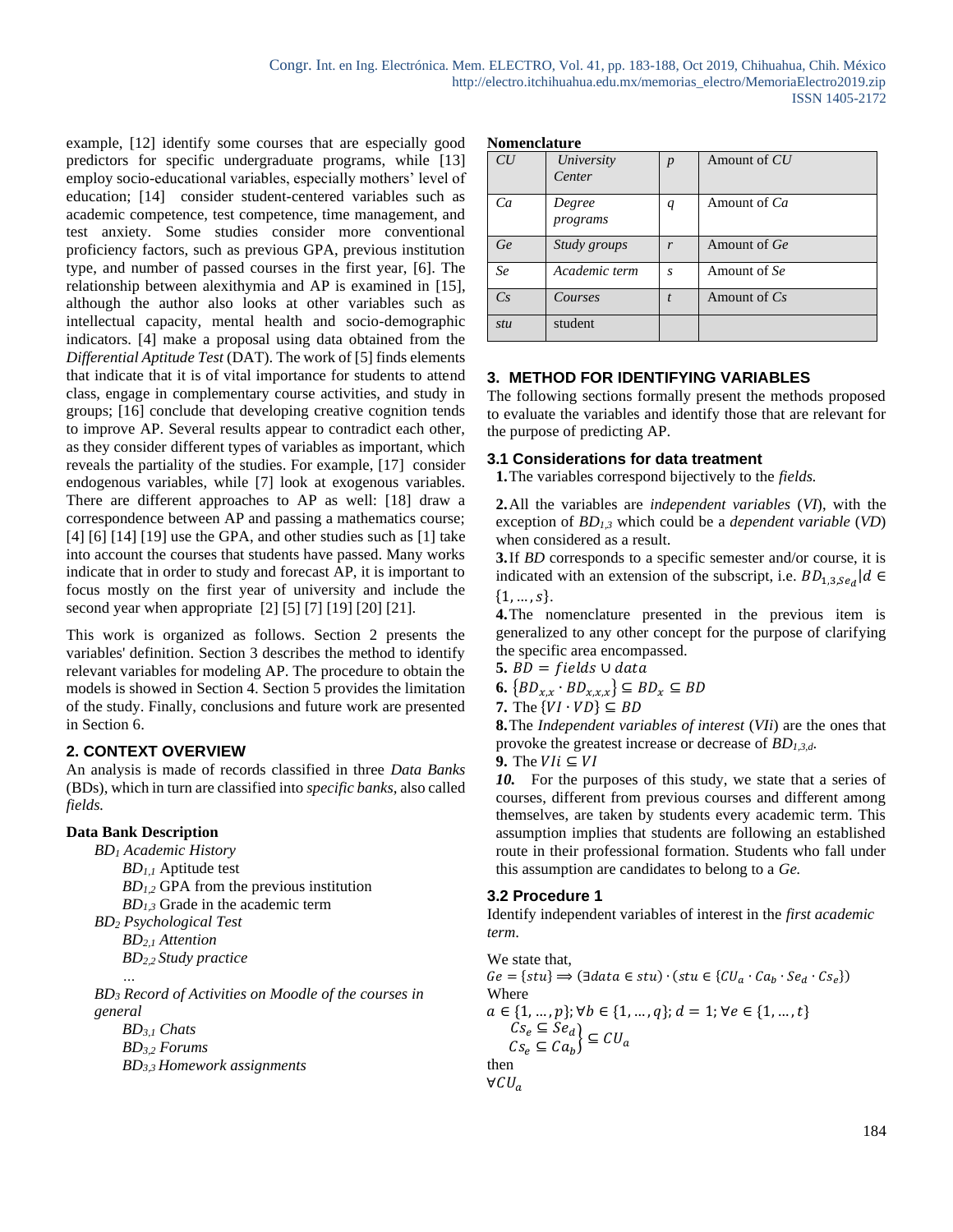example, [12] identify some courses that are especially good predictors for specific undergraduate programs, while [13] employ socio-educational variables, especially mothers' level of education; [14] consider student-centered variables such as academic competence, test competence, time management, and test anxiety. Some studies consider more conventional proficiency factors, such as previous GPA, previous institution type, and number of passed courses in the first year, [6]. The relationship between alexithymia and AP is examined in [15], although the author also looks at other variables such as intellectual capacity, mental health and socio-demographic indicators. [4] make a proposal using data obtained from the *Differential Aptitude Test* (DAT). The work of [5] finds elements that indicate that it is of vital importance for students to attend class, engage in complementary course activities, and study in groups; [16] conclude that developing creative cognition tends to improve AP. Several results appear to contradict each other, as they consider different types of variables as important, which reveals the partiality of the studies. For example, [17] consider endogenous variables, while [7] look at exogenous variables. There are different approaches to AP as well: [18] draw a correspondence between AP and passing a mathematics course; [4] [6] [14] [19] use the GPA, and other studies such as [1] take into account the courses that students have passed. Many works indicate that in order to study and forecast AP, it is important to focus mostly on the first year of university and include the second year when appropriate [2] [5] [7] [19] [20] [21].

This work is organized as follows. Section 2 presents the variables' definition. Section 3 describes the method to identify relevant variables for modeling AP. The procedure to obtain the models is showed in Section 4. Section 5 provides the limitation of the study. Finally, conclusions and future work are presented in Section 6.

## 2. CONTEXT OVERVIEW

An analysis is made of records classified in three *Data Banks* (BDs), which in turn are classified into *specific banks*, also called *fields.*

**Data Bank Description**

- $BD_1$ *Academic History*
  - $BD_{1,1}$ Aptitude test
  - $BD_{1,2}$ GPA from the previous institution
  - $BD_{1,3}$ Grade in the academic term
- $BD_2$ *Psychological Test*
  - $BD_{2,1}$ *Attention*
  - $BD_{2,2}$ *Study practice*
  - …
- $BD_3$ *Record of Activities on Moodle of the courses in general*
  - $BD_{3,1}$ *Chats*
  - $BD_{3,2}$ *Forums*
  - $BD_{3,3}$ *Homework assignments*

**Nomenclature**

| | | | |
|---|---|---|---|
| *CU* | *University Center* | *p* | Amount of *CU* |
| *Ca* | *Degree programs* | *q* | Amount of *Ca* |
| *Ge* | *Study groups* | *r* | Amount of *Ge* |
| *Se* | *Academic term* | *s* | Amount of *Se* |
| *Cs* | *Courses* | *t* | Amount of *Cs* |
| *stu* | student | | |

## 3. METHOD FOR IDENTIFYING VARIABLES

The following sections formally present the methods proposed to evaluate the variables and identify those that are relevant for the purpose of predicting AP.

### 3.1 Considerations for data treatment

**1.** The variables correspond bijectively to the *fields.*

**2.** All the variables are *independent variables* (*VI*), with the exception of $BD_{1,3}$ which could be a *dependent variable* (*VD*) when considered as a result.

**3.** If *BD* corresponds to a specific semester and/or course, it is indicated with an extension of the subscript, i.e. $BD_{1,3,Se_d} | d \in \{1, \ldots, s\}$.

**4.** The nomenclature presented in the previous item is generalized to any other concept for the purpose of clarifying the specific area encompassed.

**5.** $BD = fields \cup data$

**6.** $\{BD_{x,x} \cdot BD_{x,x,x}\} \subseteq BD_x \subseteq BD$

**7.** The $\{VI \cdot VD\} \subseteq BD$

**8.** The *Independent variables of interest* (*VIi*) are the ones that provoke the greatest increase or decrease of $BD_{1,3,d}$.

**9.** The $VIi \subseteq VI$

***10.*** For the purposes of this study, we state that a series of courses, different from previous courses and different among themselves, are taken by students every academic term. This assumption implies that students are following an established route in their professional formation. Students who fall under this assumption are candidates to belong to a *Ge.*

### 3.2 Procedure 1

Identify independent variables of interest in the *first academic term*.

We state that,

$$Ge = \{stu\} \Longrightarrow (\exists data \in stu) \cdot (stu \in \{CU_a \cdot Ca_b \cdot Se_d \cdot Cs_e\})$$

Where

$$a \in \{1, \ldots, p\}; \forall b \in \{1, \ldots, q\}; d = 1; \forall e \in \{1, \ldots, t\}$$

$$\left.\begin{matrix} Cs_e \subseteq Se_d \\ Cs_e \subseteq Ca_b \end{matrix}\right\} \subseteq CU_a$$

then

$$\forall CU_a$$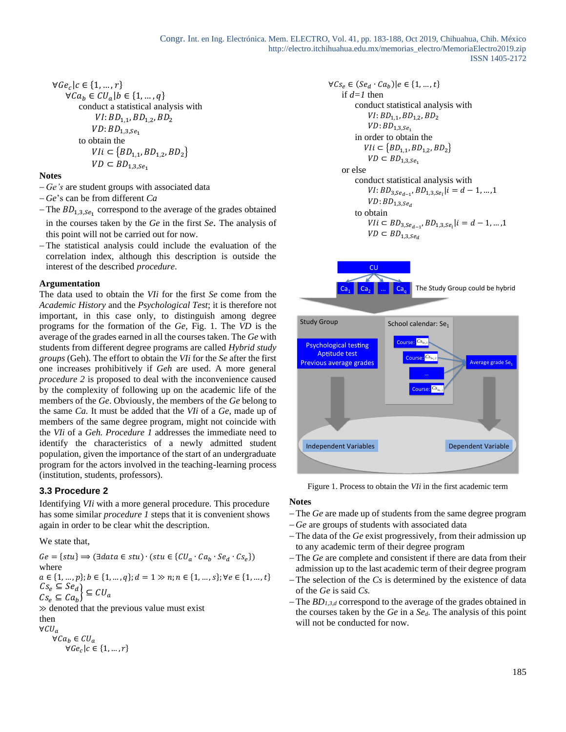$\forall Ge_c | c \in \{1, \ldots, r\}$

$\forall Ca_b \in CU_a | b \in \{1, \ldots, q\}$

conduct a statistical analysis with

$VI: BD_{1,1}, BD_{1,2}, BD_2$

$VD: BD_{1,3,Se_1}$

to obtain the

$VIi \subset \{BD_{1,1}, BD_{1,2}, BD_2\}$

$VD \subset BD_{1,3,Se_1}$

**Notes**

- *Ge's* are student groups with associated data
- *Ge*'s can be from different *Ca*
- The $BD_{1,3,Se_1}$ correspond to the average of the grades obtained in the courses taken by the *Ge* in the first *Se*. The analysis of this point will not be carried out for now.
- The statistical analysis could include the evaluation of the correlation index, although this description is outside the interest of the described *procedure*.

**Argumentation**

The data used to obtain the *VIi* for the first *Se* come from the *Academic History* and the *Psychological Test*; it is therefore not important, in this case only, to distinguish among degree programs for the formation of the *Ge*, Fig. 1. The *VD* is the average of the grades earned in all the courses taken. The *Ge* with students from different degree programs are called *Hybrid study groups* (Geh). The effort to obtain the *VIi* for the *Se* after the first one increases prohibitively if *Geh* are used. A more general *procedure 2* is proposed to deal with the inconvenience caused by the complexity of following up on the academic life of the members of the *Ge*. Obviously, the members of the *Ge* belong to the same *Ca*. It must be added that the *VIi* of a *Ge*, made up of members of the same degree program, might not coincide with the *VIi* of a *Geh*. *Procedure 1* addresses the immediate need to identify the characteristics of a newly admitted student population, given the importance of the start of an undergraduate program for the actors involved in the teaching-learning process (institution, students, professors).

### 3.3 Procedure 2

Identifying *VIi* with a more general procedure. This procedure has some similar *procedure 1* steps that it is convenient shows again in order to be clear whit the description.

We state that,

$Ge = \{stu\} \Longrightarrow (\exists data \in stu) \cdot (stu \in \{CU_a \cdot Ca_b \cdot Se_d \cdot Cs_e\})$

where

$a \in \{1, \ldots, p\}; b \in \{1, \ldots, q\}; d = 1 \gg n; n \in \{1, \ldots, s\}; \forall e \in \{1, \ldots, t\}$

$\left.\begin{matrix} Cs_e \subseteq Se_d \\ Cs_e \subseteq Ca_b \end{matrix}\right\} \subseteq CU_a$

$\gg$ denoted that the previous value must exist

then

$\forall CU_a$

$\forall Ca_b \in CU_a$

$\forall Ge_c | c \in \{1, \ldots, r\}$

$\forall Cs_e \in (Se_d \cdot Ca_b) | e \in \{1, \ldots, t\}$

if $d=1$ then

conduct statistical analysis with

$VI: BD_{1,1}, BD_{1,2}, BD_2$

$VD: BD_{1,3,Se_1}$

in order to obtain the

$VIi \subset \{BD_{1,1}, BD_{1,2}, BD_2\}$

$VD \subset BD_{1,3,Se_1}$

or else

conduct statistical analysis with

$VI: BD_{3,Se_{d-1}}, BD_{1,3,Se_i} | i = d-1, \ldots, 1$

$VD: BD_{1,3,Se_d}$

to obtain

$VIi \subset BD_{3,Se_{d-1}}, BD_{1,3,Se_i} | i = d-1, \ldots, 1$

$VD \subset BD_{1,3,Se_d}$

Figure 1. Process to obtain the *VIi* in the first academic term

**Notes**

- The *Ge* are made up of students from the same degree program
- *Ge* are groups of students with associated data
- The data of the *Ge* exist progressively, from their admission up to any academic term of their degree program
- The *Ge* are complete and consistent if there are data from their admission up to the last academic term of their degree program
- The selection of the *Cs* is determined by the existence of data of the *Ge* is said *Cs.*
- The $BD_{1,3,d}$ correspond to the average of the grades obtained in the courses taken by the *Ge* in a $Se_d$. The analysis of this point will not be conducted for now.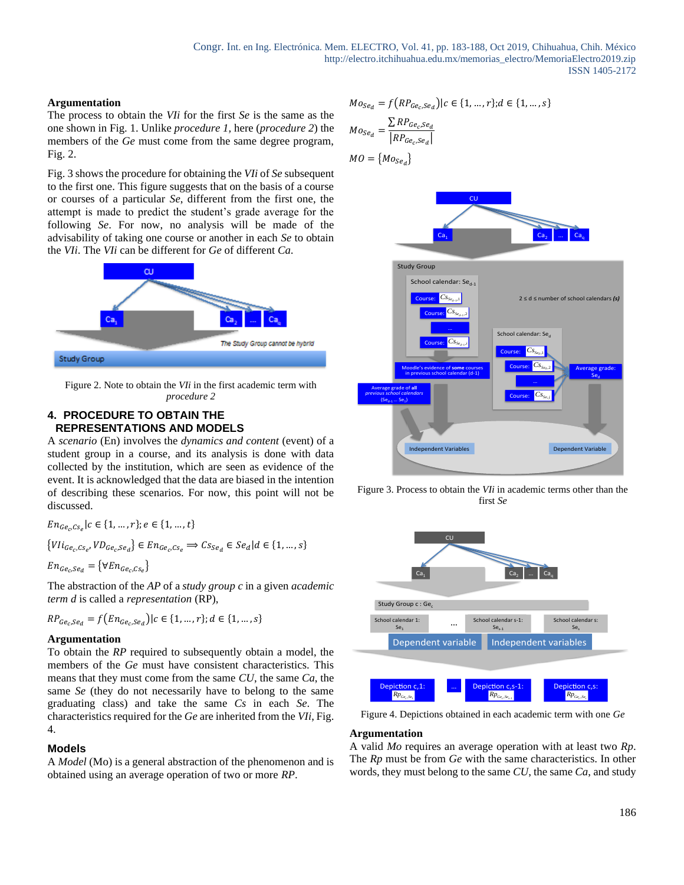### Argumentation

The process to obtain the *VIi* for the first *Se* is the same as the one shown in Fig. 1. Unlike *procedure 1*, here (*procedure 2*) the members of the *Ge* must come from the same degree program, Fig. 2.

Fig. 3 shows the procedure for obtaining the *VIi* of *Se* subsequent to the first one. This figure suggests that on the basis of a course or courses of a particular *Se*, different from the first one, the attempt is made to predict the student's grade average for the following *Se*. For now, no analysis will be made of the advisability of taking one course or another in each *Se* to obtain the *VIi*. The *VIi* can be different for *Ge* of different *Ca*.

Figure 2. Note to obtain the *VIi* in the first academic term with *procedure 2*

## 4. PROCEDURE TO OBTAIN THE REPRESENTATIONS AND MODELS

A *scenario* (En) involves the *dynamics and content* (event) of a student group in a course, and its analysis is done with data collected by the institution, which are seen as evidence of the event. It is acknowledged that the data are biased in the intention of describing these scenarios. For now, this point will not be discussed.

$$En_{Ge_c,Cs_e} | c \in \{1,\ldots,r\}; e \in \{1,\ldots,t\}$$

$$\{VIi_{Ge_c,Cs_e}, VD_{Ge_c,Se_d}\} \in En_{Ge_c,Cs_e} \Longrightarrow Cs_{Se_d} \in Se_d | d \in \{1,\ldots,s\}$$

$$En_{Ge_c,Se_d} = \{\forall En_{Ge_c,Cs_e}\}$$

The abstraction of the *AP* of a *study group c* in a given *academic term d* is called a *representation* (RP),

$$RP_{Ge_c,Se_d} = f(En_{Ge_c,Se_d}) | c \in \{1,\ldots,r\}; d \in \{1,\ldots,s\}$$

### Argumentation

To obtain the *RP* required to subsequently obtain a model, the members of the *Ge* must have consistent characteristics. This means that they must come from the same *CU*, the same *Ca*, the same *Se* (they do not necessarily have to belong to the same graduating class) and take the same *Cs* in each *Se*. The characteristics required for the *Ge* are inherited from the *VIi*, Fig. 4.

### Models

A *Model* (Mo) is a general abstraction of the phenomenon and is obtained using an average operation of two or more *RP*.

$$Mo_{Se_d} = f(RP_{Ge_c,Se_d}) | c \in \{1,\ldots,r\}; d \in \{1,\ldots,s\}$$

$$Mo_{Se_d} = \frac{\sum RP_{Ge_c,Se_d}}{|RP_{Ge_c,Se_d}|}$$

$$MO = \{Mo_{Se_d}\}$$

Figure 3. Process to obtain the *VIi* in academic terms other than the first *Se*

Figure 4. Depictions obtained in each academic term with one *Ge*

### Argumentation

A valid *Mo* requires an average operation with at least two *Rp*. The *Rp* must be from *Ge* with the same characteristics. In other words, they must belong to the same *CU*, the same *Ca*, and study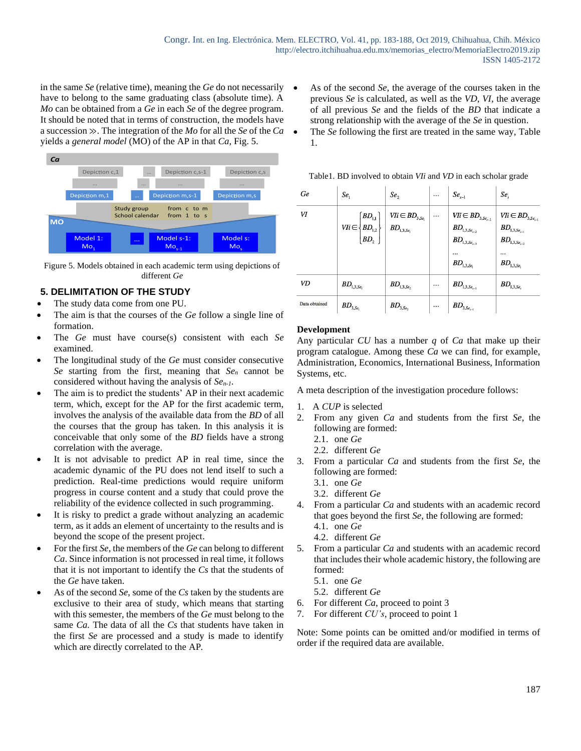in the same *Se* (relative time), meaning the *Ge* do not necessarily have to belong to the same graduating class (absolute time). A *Mo* can be obtained from a *Ge* in each *Se* of the degree program. It should be noted that in terms of construction, the models have a succession ≫. The integration of the *Mo* for all the *Se* of the *Ca* yields a *general model* (MO) of the AP in that *Ca*, Fig. 5.

Figure 5. Models obtained in each academic term using depictions of different *Ge*

## 5. DELIMITATION OF THE STUDY

- The study data come from one PU.
- The aim is that the courses of the *Ge* follow a single line of formation.
- The *Ge* must have course(s) consistent with each *Se* examined.
- The longitudinal study of the *Ge* must consider consecutive *Se* starting from the first, meaning that $Se_n$ cannot be considered without having the analysis of $Se_{n-1}$.
- The aim is to predict the students' AP in their next academic term, which, except for the AP for the first academic term, involves the analysis of the available data from the *BD* of all the courses that the group has taken. In this analysis it is conceivable that only some of the *BD* fields have a strong correlation with the average.
- It is not advisable to predict AP in real time, since the academic dynamic of the PU does not lend itself to such a prediction. Real-time predictions would require uniform progress in course content and a study that could prove the reliability of the evidence collected in such programming.
- It is risky to predict a grade without analyzing an academic term, as it adds an element of uncertainty to the results and is beyond the scope of the present project.
- For the first *Se*, the members of the *Ge* can belong to different *Ca*. Since information is not processed in real time, it follows that it is not important to identify the *Cs* that the students of the *Ge* have taken.
- As of the second *Se*, some of the *Cs* taken by the students are exclusive to their area of study, which means that starting with this semester, the members of the *Ge* must belong to the same *Ca*. The data of all the *Cs* that students have taken in the first *Se* are processed and a study is made to identify which are directly correlated to the AP.
- As of the second *Se*, the average of the courses taken in the previous *Se* is calculated, as well as the *VD*, *VI*, the average of all previous *Se* and the fields of the *BD* that indicate a strong relationship with the average of the *Se* in question.
- The *Se* following the first are treated in the same way, Table 1.

Table1. BD involved to obtain *VIi* and *VD* in each scholar grade

| *Ge* | $Se_1$ | $Se_2$ | ... | $Se_{s-1}$ | $Se_s$ |
|---|---|---|---|---|---|
| *VI* | $VIi \in \left\{ \begin{matrix} BD_{1,1} \\ BD_{1,2} \\ BD_2 \end{matrix} \right\}$ | $VIi \in BD_{3,Se_1}$ $BD_{1,3,Se_1}$ | ... | $VIi \in BD_{3,Se_{s-1}}$ $BD_{1,3,Se_{s-2}}$ $BD_{1,3,Se_{s-3}}$ ... $BD_{1,3,Se_1}$ | $VIi \in BD_{3,Se_{s-1}}$ $BD_{1,3,Se_{s-1}}$ $BD_{1,3,Se_{s-2}}$ ... $BD_{1,3,Se_1}$ |
| *VD* | $BD_{1,3,Se_1}$ | $BD_{1,3,Se_2}$ | ... | $BD_{1,3,Se_{s-1}}$ | $BD_{1,3,Se_s}$ |
| Data obtained | $BD_{3,Se_1}$ | $BD_{3,Se_2}$ | ... | $BD_{3,Se_{s-1}}$ | |

**Development**

Any particular *CU* has a number *q* of *Ca* that make up their program catalogue. Among these *Ca* we can find, for example, Administration, Economics, International Business, Information Systems, etc.

A meta description of the investigation procedure follows:

1. A *CUP* is selected
2. From any given *Ca* and students from the first *Se*, the following are formed:
   2.1. one *Ge*
   2.2. different *Ge*
3. From a particular *Ca* and students from the first *Se*, the following are formed:
   3.1. one *Ge*
   3.2. different *Ge*
4. From a particular *Ca* and students with an academic record that goes beyond the first *Se*, the following are formed:
   4.1. one *Ge*
   4.2. different *Ge*
5. From a particular *Ca* and students with an academic record that includes their whole academic history, the following are formed:
   5.1. one *Ge*
   5.2. different *Ge*
6. For different *Ca*, proceed to point 3
7. For different *CU's*, proceed to point 1

Note: Some points can be omitted and/or modified in terms of order if the required data are available.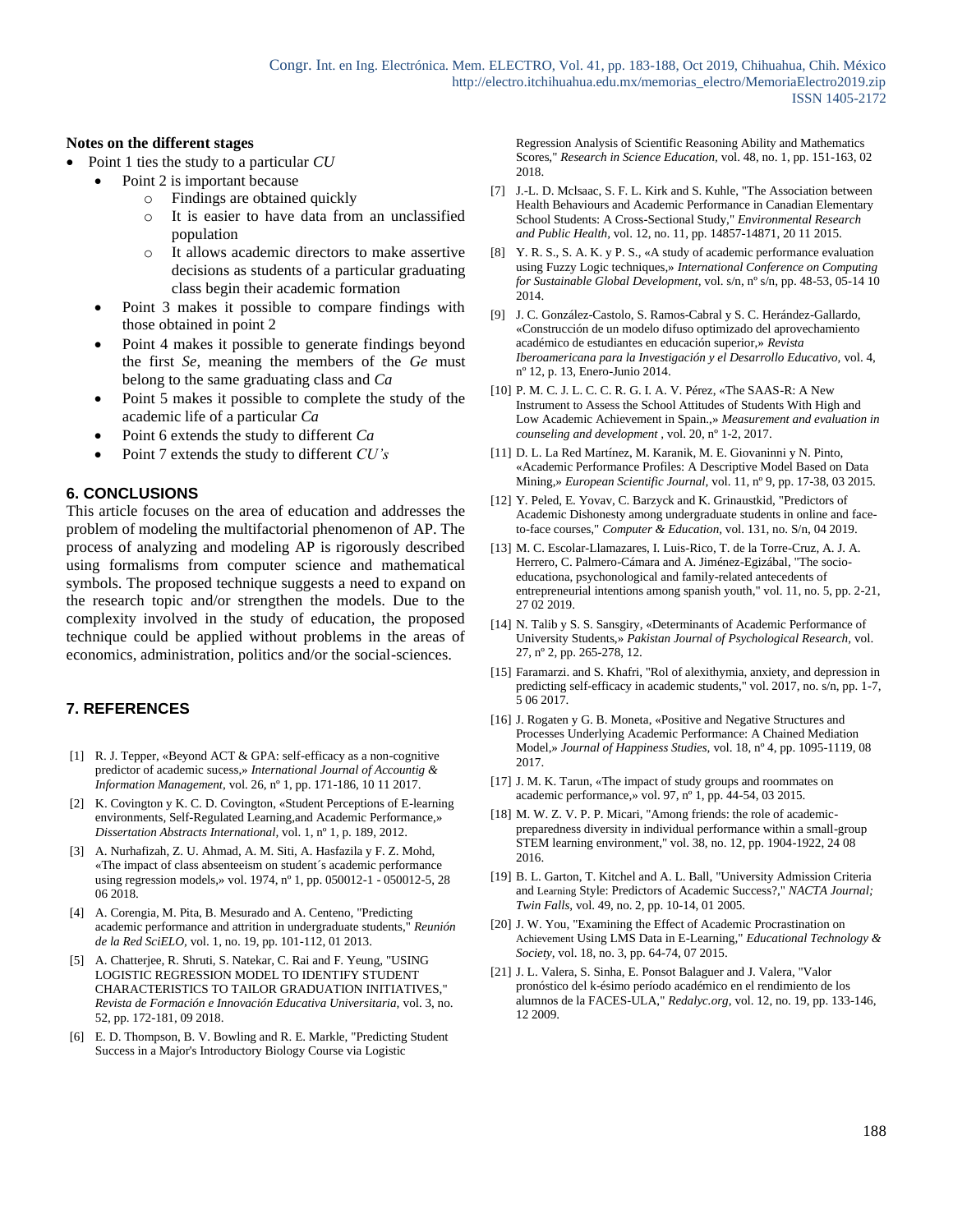**Notes on the different stages**

- Point 1 ties the study to a particular *CU*
    - Point 2 is important because
        - Findings are obtained quickly
        - It is easier to have data from an unclassified population
        - It allows academic directors to make assertive decisions as students of a particular graduating class begin their academic formation
    - Point 3 makes it possible to compare findings with those obtained in point 2
    - Point 4 makes it possible to generate findings beyond the first *Se*, meaning the members of the *Ge* must belong to the same graduating class and *Ca*
    - Point 5 makes it possible to complete the study of the academic life of a particular *Ca*
    - Point 6 extends the study to different *Ca*
    - Point 7 extends the study to different *CU's*

## 6. CONCLUSIONS

This article focuses on the area of education and addresses the problem of modeling the multifactorial phenomenon of AP. The process of analyzing and modeling AP is rigorously described using formalisms from computer science and mathematical symbols. The proposed technique suggests a need to expand on the research topic and/or strengthen the models. Due to the complexity involved in the study of education, the proposed technique could be applied without problems in the areas of economics, administration, politics and/or the social-sciences.

## 7. REFERENCES

[1] R. J. Tepper, «Beyond ACT & GPA: self-efficacy as a non-cognitive predictor of academic sucess,» *International Journal of Accountig & Information Management*, vol. 26, nº 1, pp. 171-186, 10 11 2017.

[2] K. Covington y K. C. D. Covington, «Student Perceptions of E-learning environments, Self-Regulated Learning,and Academic Performance,» *Dissertation Abstracts International*, vol. 1, nº 1, p. 189, 2012.

[3] A. Nurhafizah, Z. U. Ahmad, A. M. Siti, A. Hasfazila y F. Z. Mohd, «The impact of class absenteeism on student´s academic performance using regression models,» vol. 1974, nº 1, pp. 050012-1 - 050012-5, 28 06 2018.

[4] A. Corengia, M. Pita, B. Mesurado and A. Centeno, "Predicting academic performance and attrition in undergraduate students," *Reunión de la Red SciELO*, vol. 1, no. 19, pp. 101-112, 01 2013.

[5] A. Chatterjee, R. Shruti, S. Natekar, C. Rai and F. Yeung, "USING LOGISTIC REGRESSION MODEL TO IDENTIFY STUDENT CHARACTERISTICS TO TAILOR GRADUATION INITIATIVES," *Revista de Formación e Innovación Educativa Universitaria*, vol. 3, no. 52, pp. 172-181, 09 2018.

[6] E. D. Thompson, B. V. Bowling and R. E. Markle, "Predicting Student Success in a Major's Introductory Biology Course via Logistic Regression Analysis of Scientific Reasoning Ability and Mathematics Scores," *Research in Science Education*, vol. 48, no. 1, pp. 151-163, 02 2018.

[7] J.-L. D. Mclsaac, S. F. L. Kirk and S. Kuhle, "The Association between Health Behaviours and Academic Performance in Canadian Elementary School Students: A Cross-Sectional Study," *Environmental Research and Public Health*, vol. 12, no. 11, pp. 14857-14871, 20 11 2015.

[8] Y. R. S., S. A. K. y P. S., «A study of academic performance evaluation using Fuzzy Logic techniques,» *International Conference on Computing for Sustainable Global Development*, vol. s/n, nº s/n, pp. 48-53, 05-14 10 2014.

[9] J. C. González-Castolo, S. Ramos-Cabral y S. C. Heréndez-Gallardo, «Construcción de un modelo difuso optimizado del aprovechamiento académico de estudiantes en educación superior,» *Revista Iberoamericana para la Investigación y el Desarrollo Educativo*, vol. 4, nº 12, p. 13, Enero-Junio 2014.

[10] P. M. C. J. L. C. C. R. G. I. A. V. Pérez, «The SAAS-R: A New Instrument to Assess the School Attitudes of Students With High and Low Academic Achievement in Spain.,» *Measurement and evaluation in counseling and development* , vol. 20, nº 1-2, 2017.

[11] D. L. La Red Martínez, M. Karanik, M. E. Giovaninni y N. Pinto, «Academic Performance Profiles: A Descriptive Model Based on Data Mining,» *European Scientific Journal*, vol. 11, nº 9, pp. 17-38, 03 2015.

[12] Y. Peled, E. Yovav, C. Barzyck and K. Grinaustkid, "Predictors of Academic Dishonesty among undergraduate students in online and face-to-face courses," *Computer & Education*, vol. 131, no. S/n, 04 2019.

[13] M. C. Escolar-Llamazares, I. Luis-Rico, T. de la Torre-Cruz, A. J. A. Herrero, C. Palmero-Cámara and A. Jiménez-Egizábal, "The socio-educationa, psychological and family-related antecedents of entrepreneurial intentions among spanish youth," vol. 11, no. 5, pp. 2-21, 27 02 2019.

[14] N. Talib y S. S. Sansgiry, «Determinants of Academic Performance of University Students,» *Pakistan Journal of Psychological Research*, vol. 27, nº 2, pp. 265-278, 12.

[15] Faramarzi. and S. Khafri, "Rol of alexithymia, anxiety, and depression in predicting self-efficacy in academic students," vol. 2017, no. s/n, pp. 1-7, 5 06 2017.

[16] J. Rogaten y G. B. Moneta, «Positive and Negative Structures and Processes Underlying Academic Performance: A Chained Mediation Model,» *Journal of Happiness Studies*, vol. 18, nº 4, pp. 1095-1119, 08 2017.

[17] J. M. K. Tarun, «The impact of study groups and roommates on academic performance,» vol. 97, nº 1, pp. 44-54, 03 2015.

[18] M. W. Z. V. P. P. Micari, "Among friends: the role of academic-preparedness diversity in individual performance within a small-group STEM learning environment," vol. 38, no. 12, pp. 1904-1922, 24 08 2016.

[19] B. L. Garton, T. Kitchel and A. L. Ball, "University Admission Criteria and Learning Style: Predictors of Academic Success?," *NACTA Journal; Twin Falls*, vol. 49, no. 2, pp. 10-14, 01 2005.

[20] J. W. You, "Examining the Effect of Academic Procrastination on Achievement Using LMS Data in E-Learning," *Educational Technology & Society*, vol. 18, no. 3, pp. 64-74, 07 2015.

[21] J. L. Valera, S. Sinha, E. Ponsot Balaguer and J. Valera, "Valor pronóstico del k-ésimo período académico en el rendimiento de los alumnos de la FACES-ULA," *Redalyc.org*, vol. 12, no. 19, pp. 133-146, 12 2009.